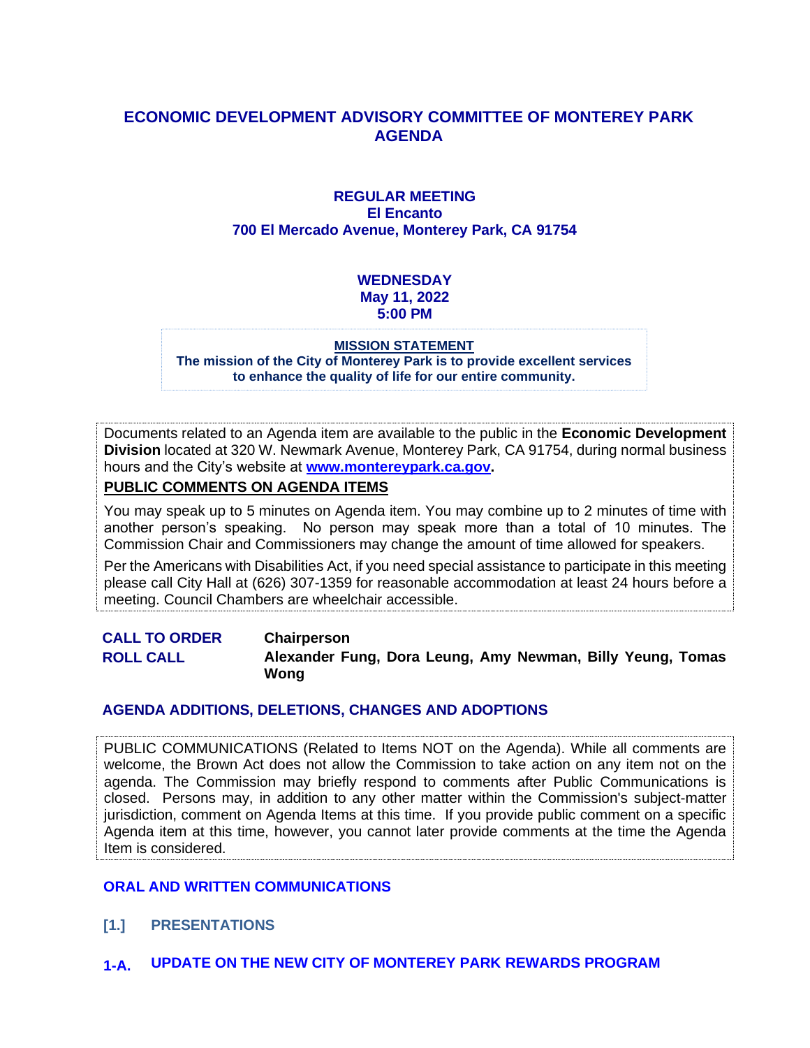# ECONOMIC DEVELOPMENT ADVISORY COMMITTEE OF MONTEREY PARK AGENDA

**REGULAR MEETING**
**El Encanto**
**700 El Mercado Avenue, Monterey Park, CA 91754**

**WEDNESDAY**
**May 11, 2022**
**5:00 PM**

**MISSION STATEMENT**
**The mission of the City of Monterey Park is to provide excellent services to enhance the quality of life for our entire community.**

Documents related to an Agenda item are available to the public in the **Economic Development Division** located at 320 W. Newmark Avenue, Monterey Park, CA 91754, during normal business hours and the City's website at **www.montereypark.ca.gov**.

**PUBLIC COMMENTS ON AGENDA ITEMS**

You may speak up to 5 minutes on Agenda item. You may combine up to 2 minutes of time with another person's speaking. No person may speak more than a total of 10 minutes. The Commission Chair and Commissioners may change the amount of time allowed for speakers.

Per the Americans with Disabilities Act, if you need special assistance to participate in this meeting please call City Hall at (626) 307-1359 for reasonable accommodation at least 24 hours before a meeting. Council Chambers are wheelchair accessible.

**CALL TO ORDER** — **Chairperson**

**ROLL CALL** — **Alexander Fung, Dora Leung, Amy Newman, Billy Yeung, Tomas Wong**

## AGENDA ADDITIONS, DELETIONS, CHANGES AND ADOPTIONS

PUBLIC COMMUNICATIONS (Related to Items NOT on the Agenda). While all comments are welcome, the Brown Act does not allow the Commission to take action on any item not on the agenda. The Commission may briefly respond to comments after Public Communications is closed. Persons may, in addition to any other matter within the Commission's subject-matter jurisdiction, comment on Agenda Items at this time. If you provide public comment on a specific Agenda item at this time, however, you cannot later provide comments at the time the Agenda Item is considered.

## ORAL AND WRITTEN COMMUNICATIONS

## [1.] PRESENTATIONS

### 1-A. UPDATE ON THE NEW CITY OF MONTEREY PARK REWARDS PROGRAM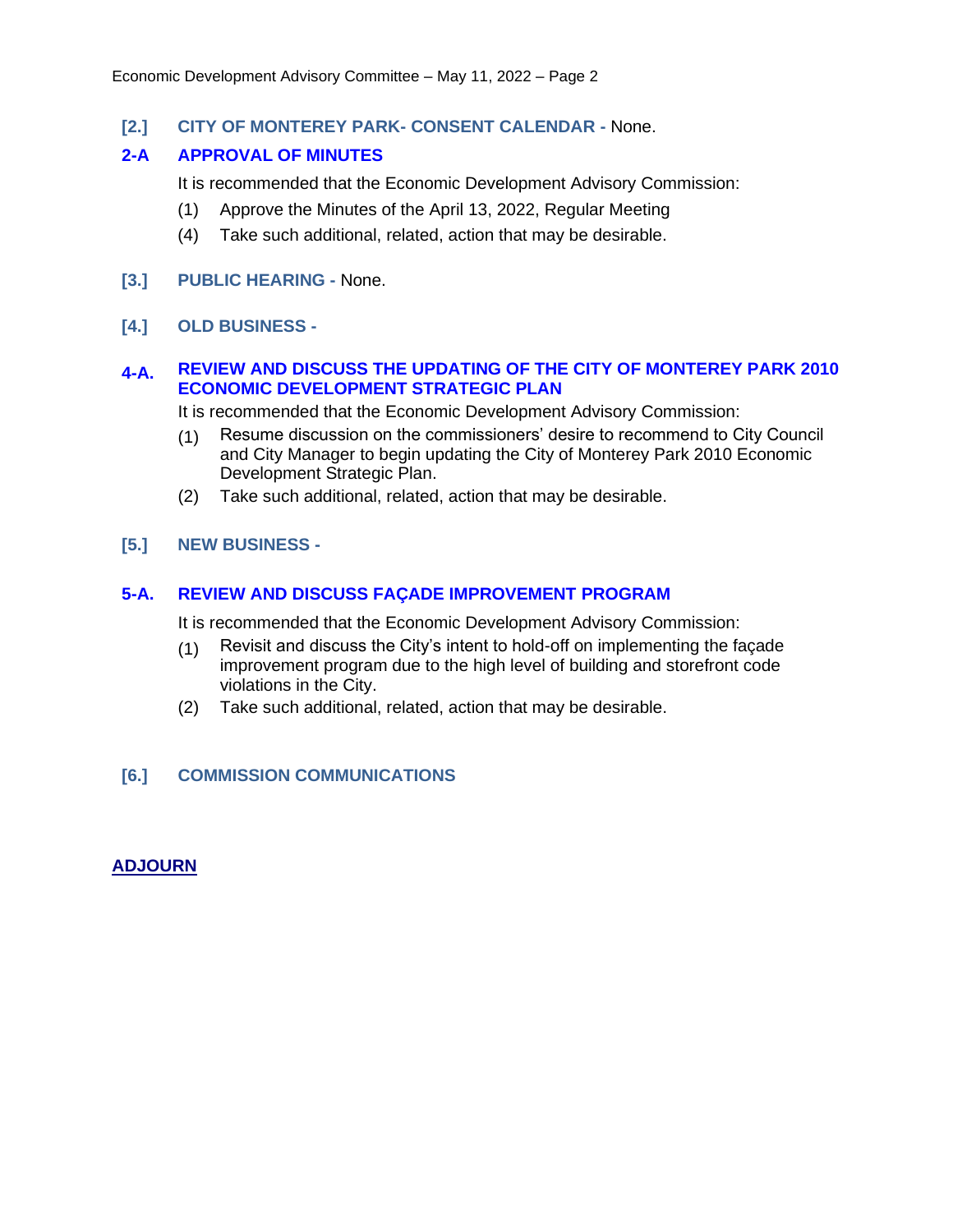## [2.] CITY OF MONTEREY PARK- CONSENT CALENDAR - None.

### 2-A APPROVAL OF MINUTES

It is recommended that the Economic Development Advisory Commission:

(1) Approve the Minutes of the April 13, 2022, Regular Meeting

(4) Take such additional, related, action that may be desirable.

## [3.] PUBLIC HEARING - None.

## [4.] OLD BUSINESS -

### 4-A. REVIEW AND DISCUSS THE UPDATING OF THE CITY OF MONTEREY PARK 2010 ECONOMIC DEVELOPMENT STRATEGIC PLAN

It is recommended that the Economic Development Advisory Commission:

(1) Resume discussion on the commissioners' desire to recommend to City Council and City Manager to begin updating the City of Monterey Park 2010 Economic Development Strategic Plan.

(2) Take such additional, related, action that may be desirable.

## [5.] NEW BUSINESS -

### 5-A. REVIEW AND DISCUSS FAÇADE IMPROVEMENT PROGRAM

It is recommended that the Economic Development Advisory Commission:

(1) Revisit and discuss the City's intent to hold-off on implementing the façade improvement program due to the high level of building and storefront code violations in the City.

(2) Take such additional, related, action that may be desirable.

## [6.] COMMISSION COMMUNICATIONS

**ADJOURN**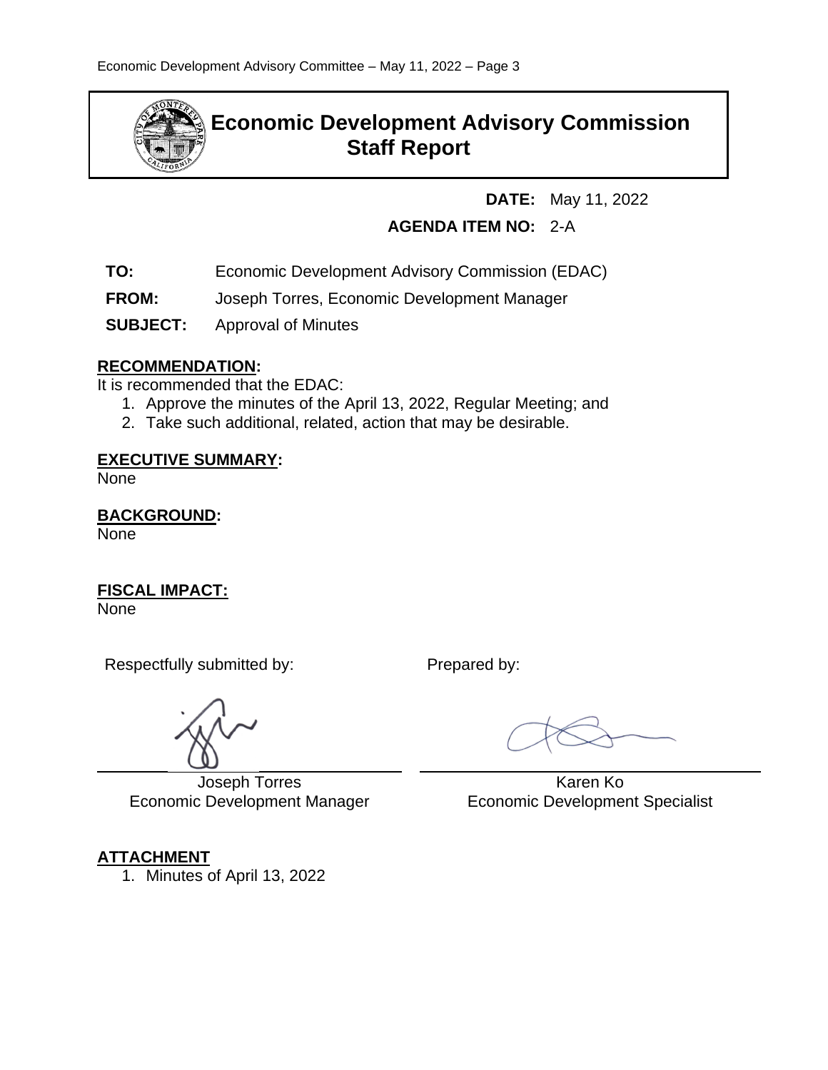# Economic Development Advisory Commission Staff Report

**DATE:** May 11, 2022

**AGENDA ITEM NO:** 2-A

**TO:** Economic Development Advisory Commission (EDAC)

**FROM:** Joseph Torres, Economic Development Manager

**SUBJECT:** Approval of Minutes

## RECOMMENDATION:

It is recommended that the EDAC:

1. Approve the minutes of the April 13, 2022, Regular Meeting; and
2. Take such additional, related, action that may be desirable.

## EXECUTIVE SUMMARY:

None

## BACKGROUND:

None

## FISCAL IMPACT:

None

Respectfully submitted by:

Joseph Torres
Economic Development Manager

Prepared by:

Karen Ko
Economic Development Specialist

## ATTACHMENT

1. Minutes of April 13, 2022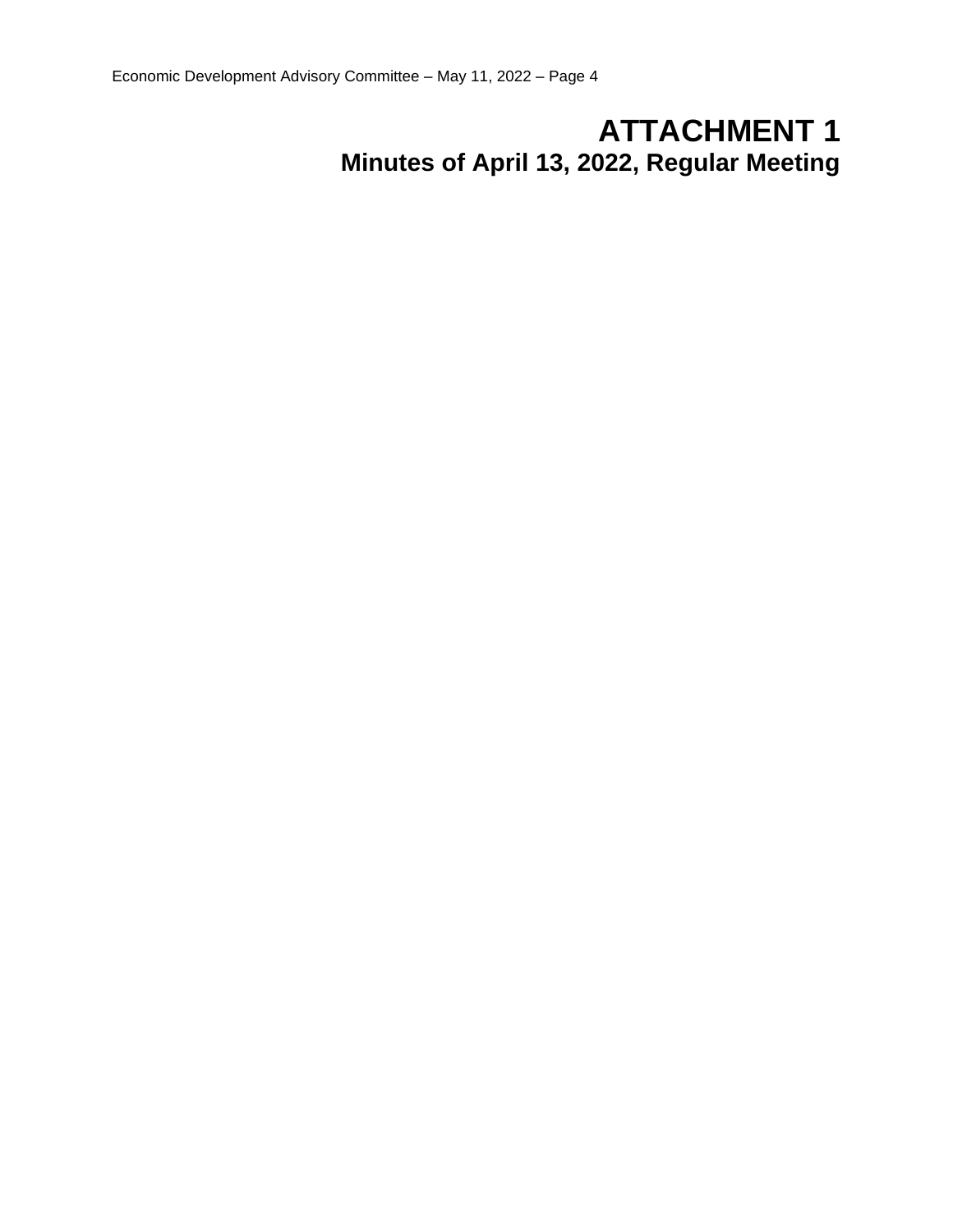# ATTACHMENT 1

## Minutes of April 13, 2022, Regular Meeting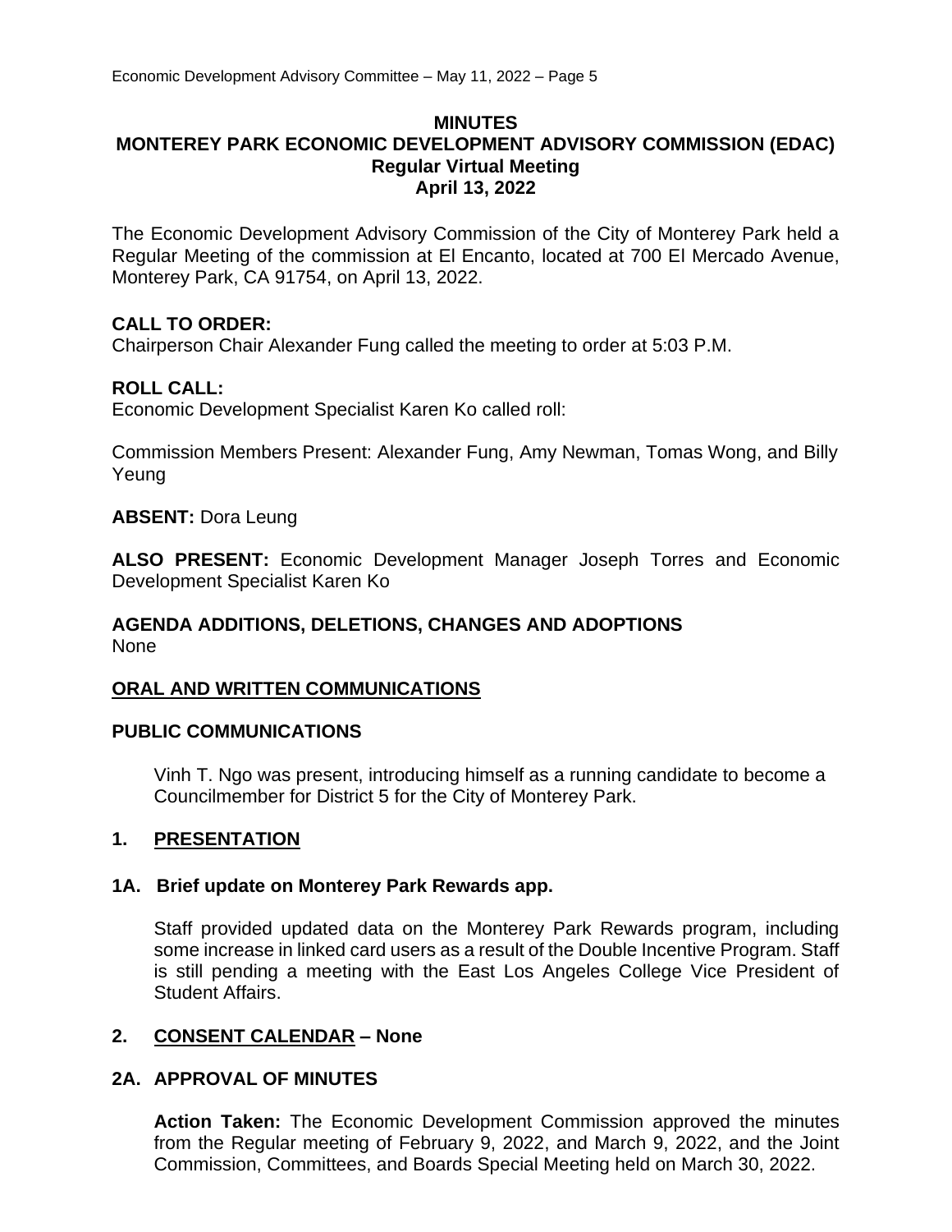# MINUTES
## MONTEREY PARK ECONOMIC DEVELOPMENT ADVISORY COMMISSION (EDAC)
### Regular Virtual Meeting
### April 13, 2022

The Economic Development Advisory Commission of the City of Monterey Park held a Regular Meeting of the commission at El Encanto, located at 700 El Mercado Avenue, Monterey Park, CA 91754, on April 13, 2022.

**CALL TO ORDER:**
Chairperson Chair Alexander Fung called the meeting to order at 5:03 P.M.

**ROLL CALL:**
Economic Development Specialist Karen Ko called roll:

Commission Members Present: Alexander Fung, Amy Newman, Tomas Wong, and Billy Yeung

**ABSENT:** Dora Leung

**ALSO PRESENT:** Economic Development Manager Joseph Torres and Economic Development Specialist Karen Ko

**AGENDA ADDITIONS, DELETIONS, CHANGES AND ADOPTIONS**
None

**ORAL AND WRITTEN COMMUNICATIONS**

**PUBLIC COMMUNICATIONS**

Vinh T. Ngo was present, introducing himself as a running candidate to become a Councilmember for District 5 for the City of Monterey Park.

**1. PRESENTATION**

**1A. Brief update on Monterey Park Rewards app.**

Staff provided updated data on the Monterey Park Rewards program, including some increase in linked card users as a result of the Double Incentive Program. Staff is still pending a meeting with the East Los Angeles College Vice President of Student Affairs.

**2. CONSENT CALENDAR – None**

**2A. APPROVAL OF MINUTES**

**Action Taken:** The Economic Development Commission approved the minutes from the Regular meeting of February 9, 2022, and March 9, 2022, and the Joint Commission, Committees, and Boards Special Meeting held on March 30, 2022.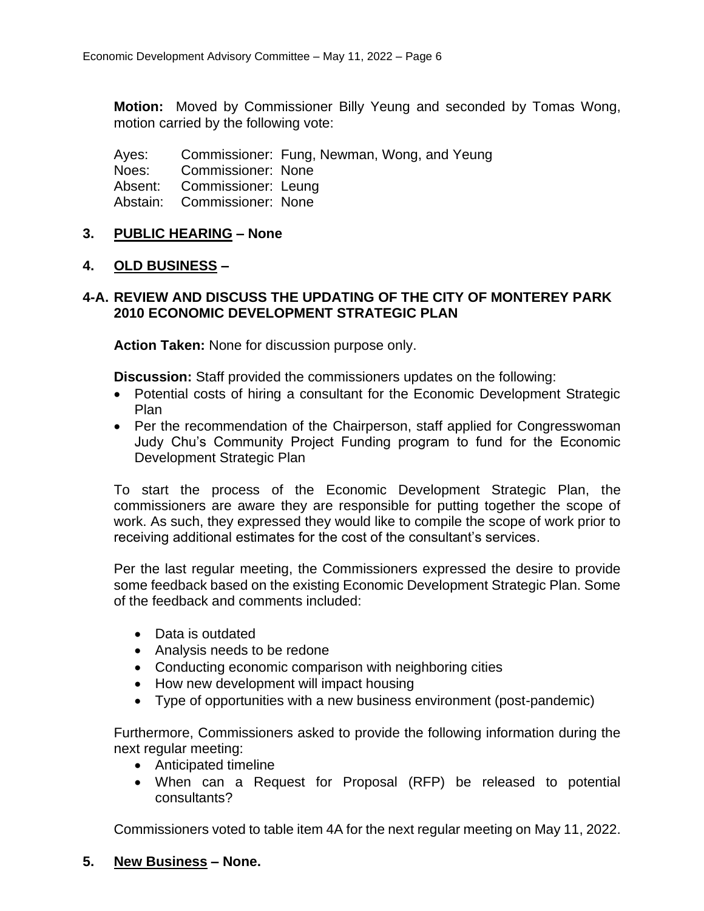**Motion:** Moved by Commissioner Billy Yeung and seconded by Tomas Wong, motion carried by the following vote:

Ayes: Commissioner: Fung, Newman, Wong, and Yeung
Noes: Commissioner: None
Absent: Commissioner: Leung
Abstain: Commissioner: None

## 3. PUBLIC HEARING – None

## 4. OLD BUSINESS –

### 4-A. REVIEW AND DISCUSS THE UPDATING OF THE CITY OF MONTEREY PARK 2010 ECONOMIC DEVELOPMENT STRATEGIC PLAN

**Action Taken:** None for discussion purpose only.

**Discussion:** Staff provided the commissioners updates on the following:

- Potential costs of hiring a consultant for the Economic Development Strategic Plan
- Per the recommendation of the Chairperson, staff applied for Congresswoman Judy Chu's Community Project Funding program to fund for the Economic Development Strategic Plan

To start the process of the Economic Development Strategic Plan, the commissioners are aware they are responsible for putting together the scope of work. As such, they expressed they would like to compile the scope of work prior to receiving additional estimates for the cost of the consultant's services.

Per the last regular meeting, the Commissioners expressed the desire to provide some feedback based on the existing Economic Development Strategic Plan. Some of the feedback and comments included:

- Data is outdated
- Analysis needs to be redone
- Conducting economic comparison with neighboring cities
- How new development will impact housing
- Type of opportunities with a new business environment (post-pandemic)

Furthermore, Commissioners asked to provide the following information during the next regular meeting:

- Anticipated timeline
- When can a Request for Proposal (RFP) be released to potential consultants?

Commissioners voted to table item 4A for the next regular meeting on May 11, 2022.

## 5. New Business – None.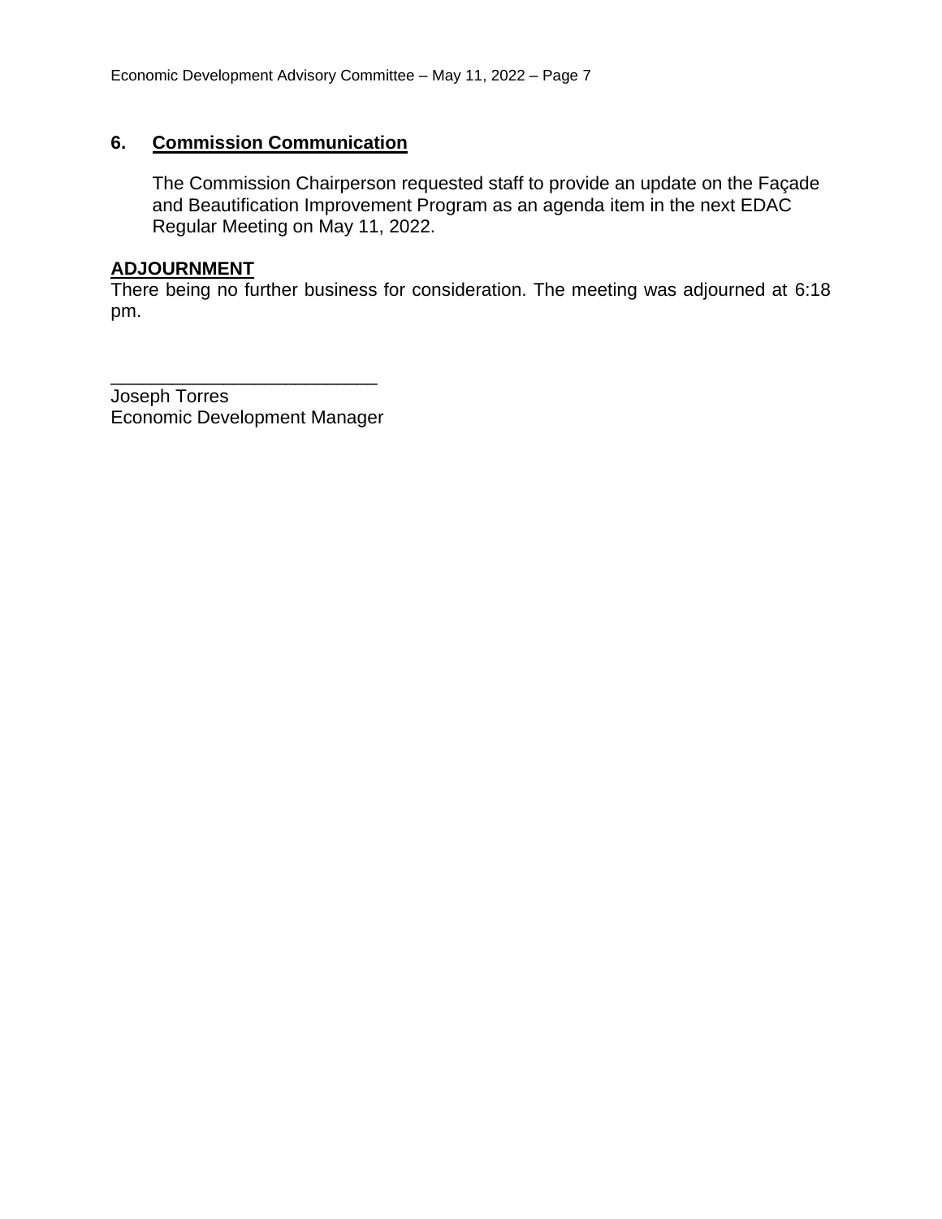## 6. Commission Communication

The Commission Chairperson requested staff to provide an update on the Façade and Beautification Improvement Program as an agenda item in the next EDAC Regular Meeting on May 11, 2022.

**ADJOURNMENT**

There being no further business for consideration. The meeting was adjourned at 6:18 pm.

\_\_\_\_\_\_\_\_\_\_\_\_\_\_\_\_\_\_\_\_\_\_\_\_\_\_

Joseph Torres
Economic Development Manager